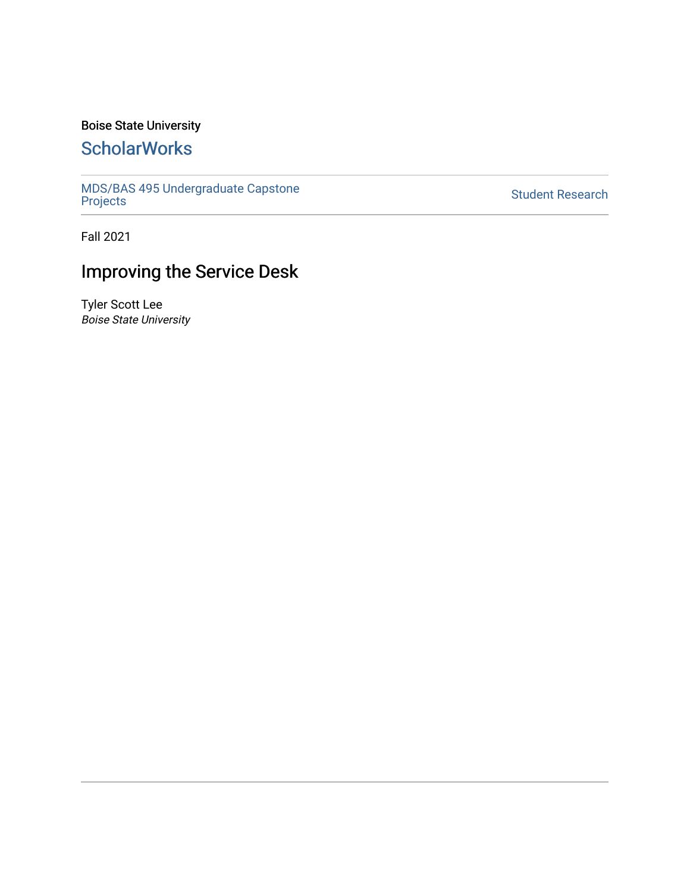Boise State University

## ScholarWorks

MDS/BAS 495 Undergraduate Capstone Projects

Student Research

Fall 2021

# Improving the Service Desk

Tyler Scott Lee
*Boise State University*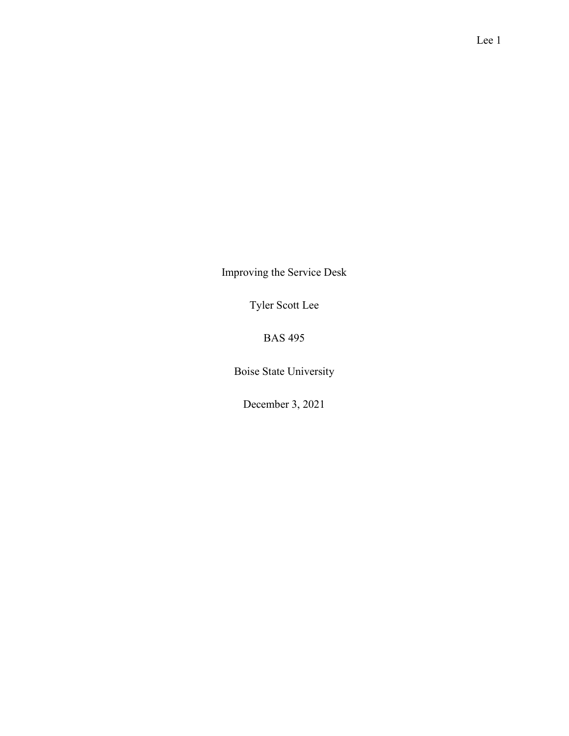Improving the Service Desk

Tyler Scott Lee

BAS 495

Boise State University

December 3, 2021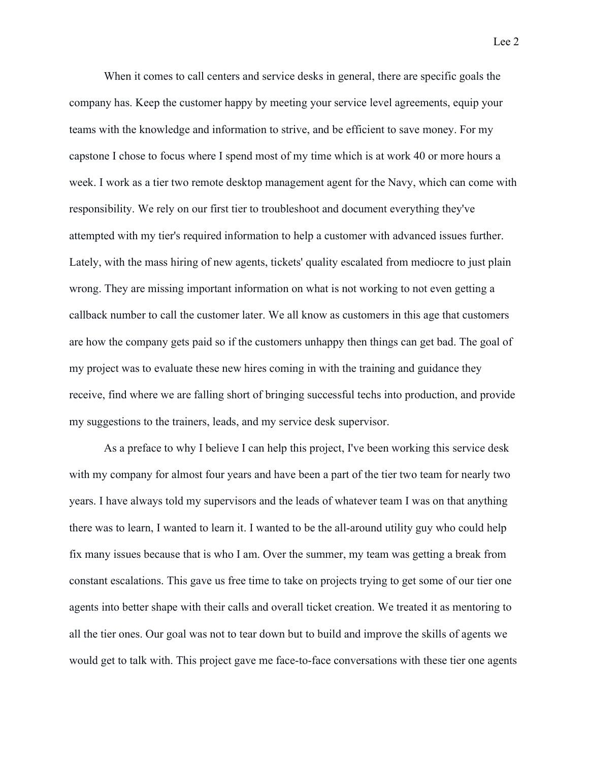When it comes to call centers and service desks in general, there are specific goals the company has. Keep the customer happy by meeting your service level agreements, equip your teams with the knowledge and information to strive, and be efficient to save money. For my capstone I chose to focus where I spend most of my time which is at work 40 or more hours a week. I work as a tier two remote desktop management agent for the Navy, which can come with responsibility. We rely on our first tier to troubleshoot and document everything they've attempted with my tier's required information to help a customer with advanced issues further. Lately, with the mass hiring of new agents, tickets' quality escalated from mediocre to just plain wrong. They are missing important information on what is not working to not even getting a callback number to call the customer later. We all know as customers in this age that customers are how the company gets paid so if the customers unhappy then things can get bad. The goal of my project was to evaluate these new hires coming in with the training and guidance they receive, find where we are falling short of bringing successful techs into production, and provide my suggestions to the trainers, leads, and my service desk supervisor.

As a preface to why I believe I can help this project, I've been working this service desk with my company for almost four years and have been a part of the tier two team for nearly two years. I have always told my supervisors and the leads of whatever team I was on that anything there was to learn, I wanted to learn it. I wanted to be the all-around utility guy who could help fix many issues because that is who I am. Over the summer, my team was getting a break from constant escalations. This gave us free time to take on projects trying to get some of our tier one agents into better shape with their calls and overall ticket creation. We treated it as mentoring to all the tier ones. Our goal was not to tear down but to build and improve the skills of agents we would get to talk with. This project gave me face-to-face conversations with these tier one agents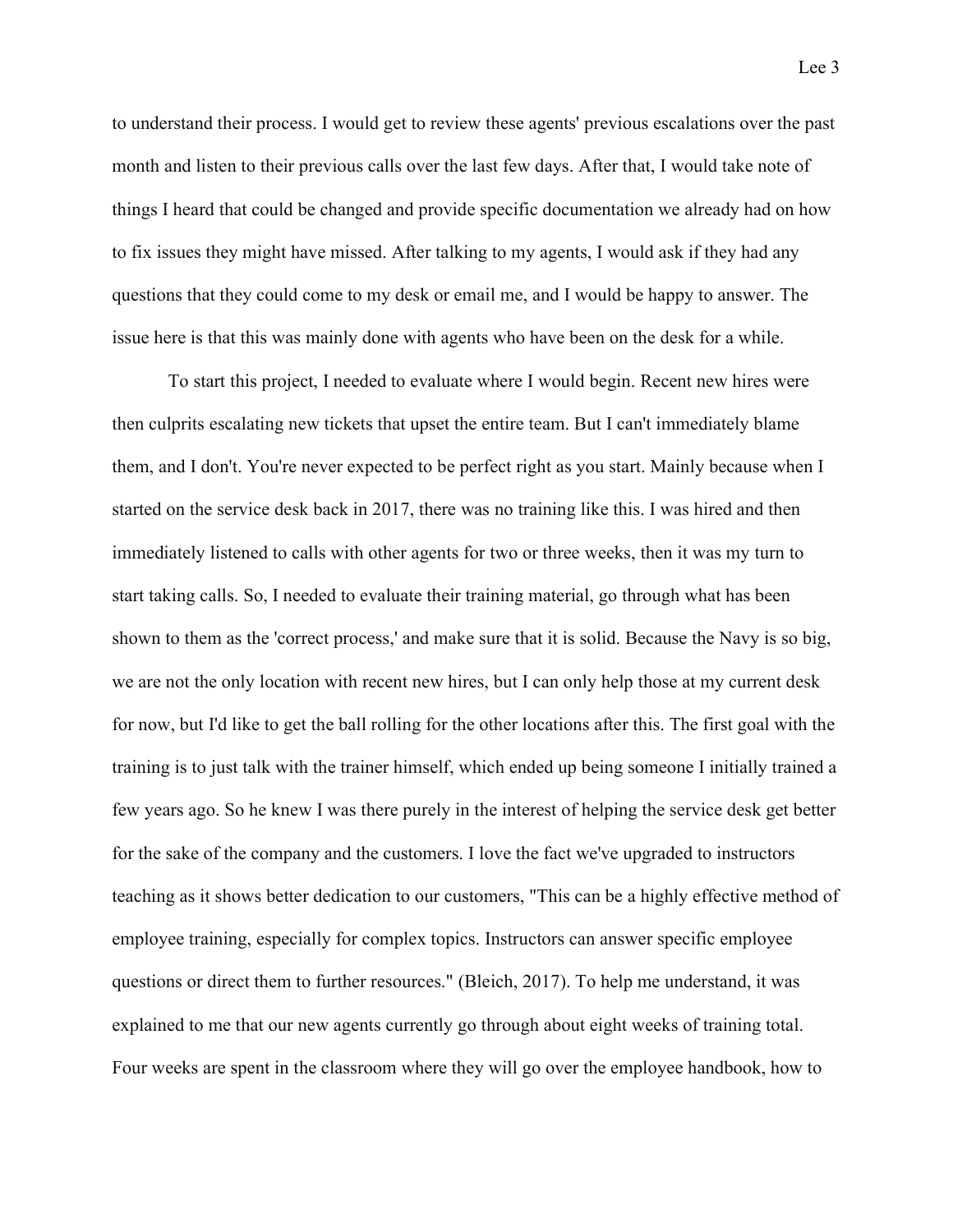to understand their process. I would get to review these agents' previous escalations over the past month and listen to their previous calls over the last few days. After that, I would take note of things I heard that could be changed and provide specific documentation we already had on how to fix issues they might have missed. After talking to my agents, I would ask if they had any questions that they could come to my desk or email me, and I would be happy to answer. The issue here is that this was mainly done with agents who have been on the desk for a while.

To start this project, I needed to evaluate where I would begin. Recent new hires were then culprits escalating new tickets that upset the entire team. But I can't immediately blame them, and I don't. You're never expected to be perfect right as you start. Mainly because when I started on the service desk back in 2017, there was no training like this. I was hired and then immediately listened to calls with other agents for two or three weeks, then it was my turn to start taking calls. So, I needed to evaluate their training material, go through what has been shown to them as the 'correct process,' and make sure that it is solid. Because the Navy is so big, we are not the only location with recent new hires, but I can only help those at my current desk for now, but I'd like to get the ball rolling for the other locations after this. The first goal with the training is to just talk with the trainer himself, which ended up being someone I initially trained a few years ago. So he knew I was there purely in the interest of helping the service desk get better for the sake of the company and the customers. I love the fact we've upgraded to instructors teaching as it shows better dedication to our customers, "This can be a highly effective method of employee training, especially for complex topics. Instructors can answer specific employee questions or direct them to further resources." (Bleich, 2017). To help me understand, it was explained to me that our new agents currently go through about eight weeks of training total. Four weeks are spent in the classroom where they will go over the employee handbook, how to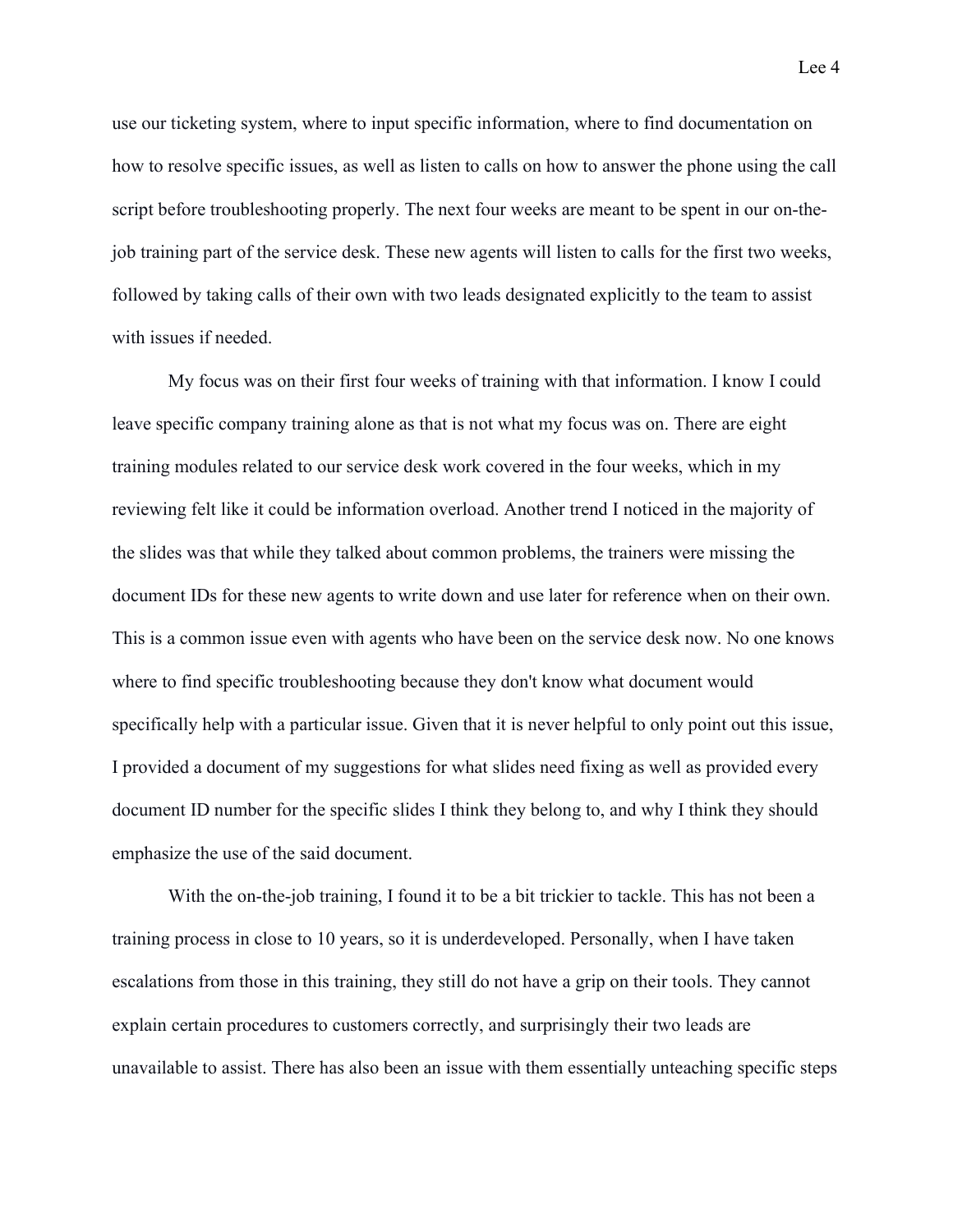use our ticketing system, where to input specific information, where to find documentation on how to resolve specific issues, as well as listen to calls on how to answer the phone using the call script before troubleshooting properly. The next four weeks are meant to be spent in our on-the-job training part of the service desk. These new agents will listen to calls for the first two weeks, followed by taking calls of their own with two leads designated explicitly to the team to assist with issues if needed.

My focus was on their first four weeks of training with that information. I know I could leave specific company training alone as that is not what my focus was on. There are eight training modules related to our service desk work covered in the four weeks, which in my reviewing felt like it could be information overload. Another trend I noticed in the majority of the slides was that while they talked about common problems, the trainers were missing the document IDs for these new agents to write down and use later for reference when on their own. This is a common issue even with agents who have been on the service desk now. No one knows where to find specific troubleshooting because they don't know what document would specifically help with a particular issue. Given that it is never helpful to only point out this issue, I provided a document of my suggestions for what slides need fixing as well as provided every document ID number for the specific slides I think they belong to, and why I think they should emphasize the use of the said document.

With the on-the-job training, I found it to be a bit trickier to tackle. This has not been a training process in close to 10 years, so it is underdeveloped. Personally, when I have taken escalations from those in this training, they still do not have a grip on their tools. They cannot explain certain procedures to customers correctly, and surprisingly their two leads are unavailable to assist. There has also been an issue with them essentially unteaching specific steps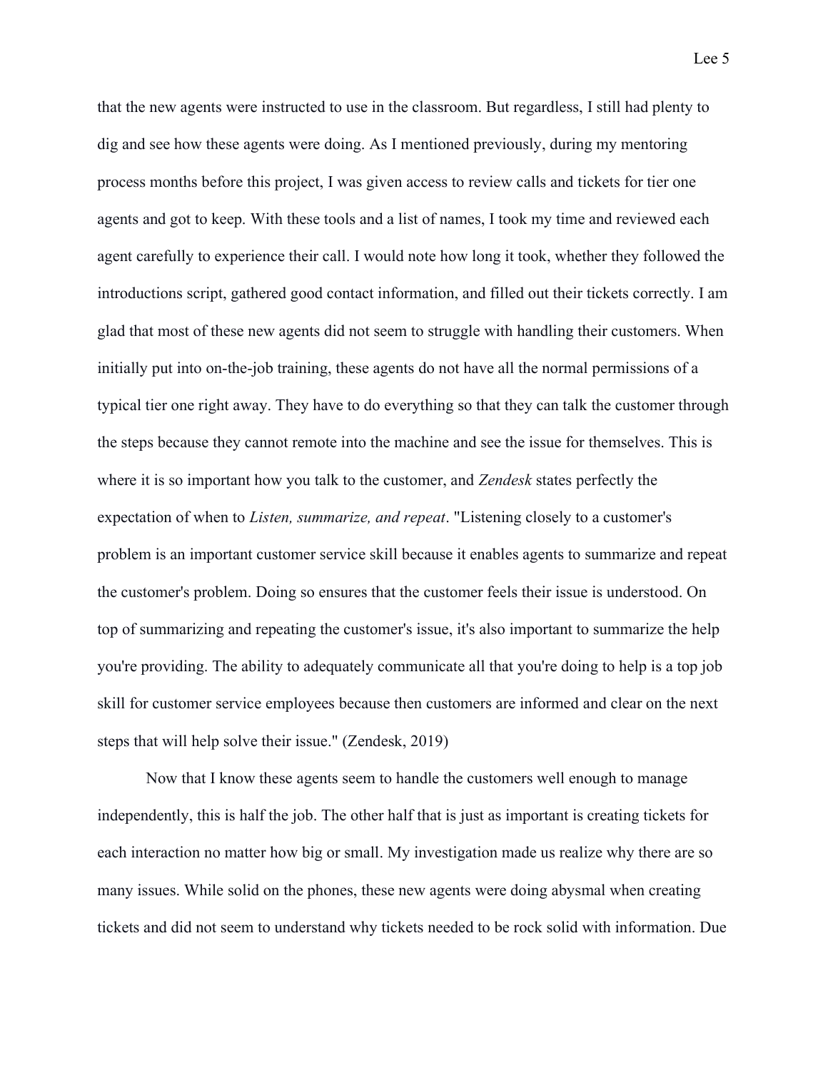that the new agents were instructed to use in the classroom. But regardless, I still had plenty to dig and see how these agents were doing. As I mentioned previously, during my mentoring process months before this project, I was given access to review calls and tickets for tier one agents and got to keep. With these tools and a list of names, I took my time and reviewed each agent carefully to experience their call. I would note how long it took, whether they followed the introductions script, gathered good contact information, and filled out their tickets correctly. I am glad that most of these new agents did not seem to struggle with handling their customers. When initially put into on-the-job training, these agents do not have all the normal permissions of a typical tier one right away. They have to do everything so that they can talk the customer through the steps because they cannot remote into the machine and see the issue for themselves. This is where it is so important how you talk to the customer, and *Zendesk* states perfectly the expectation of when to *Listen, summarize, and repeat*. "Listening closely to a customer's problem is an important customer service skill because it enables agents to summarize and repeat the customer's problem. Doing so ensures that the customer feels their issue is understood. On top of summarizing and repeating the customer's issue, it's also important to summarize the help you're providing. The ability to adequately communicate all that you're doing to help is a top job skill for customer service employees because then customers are informed and clear on the next steps that will help solve their issue." (Zendesk, 2019)

Now that I know these agents seem to handle the customers well enough to manage independently, this is half the job. The other half that is just as important is creating tickets for each interaction no matter how big or small. My investigation made us realize why there are so many issues. While solid on the phones, these new agents were doing abysmal when creating tickets and did not seem to understand why tickets needed to be rock solid with information. Due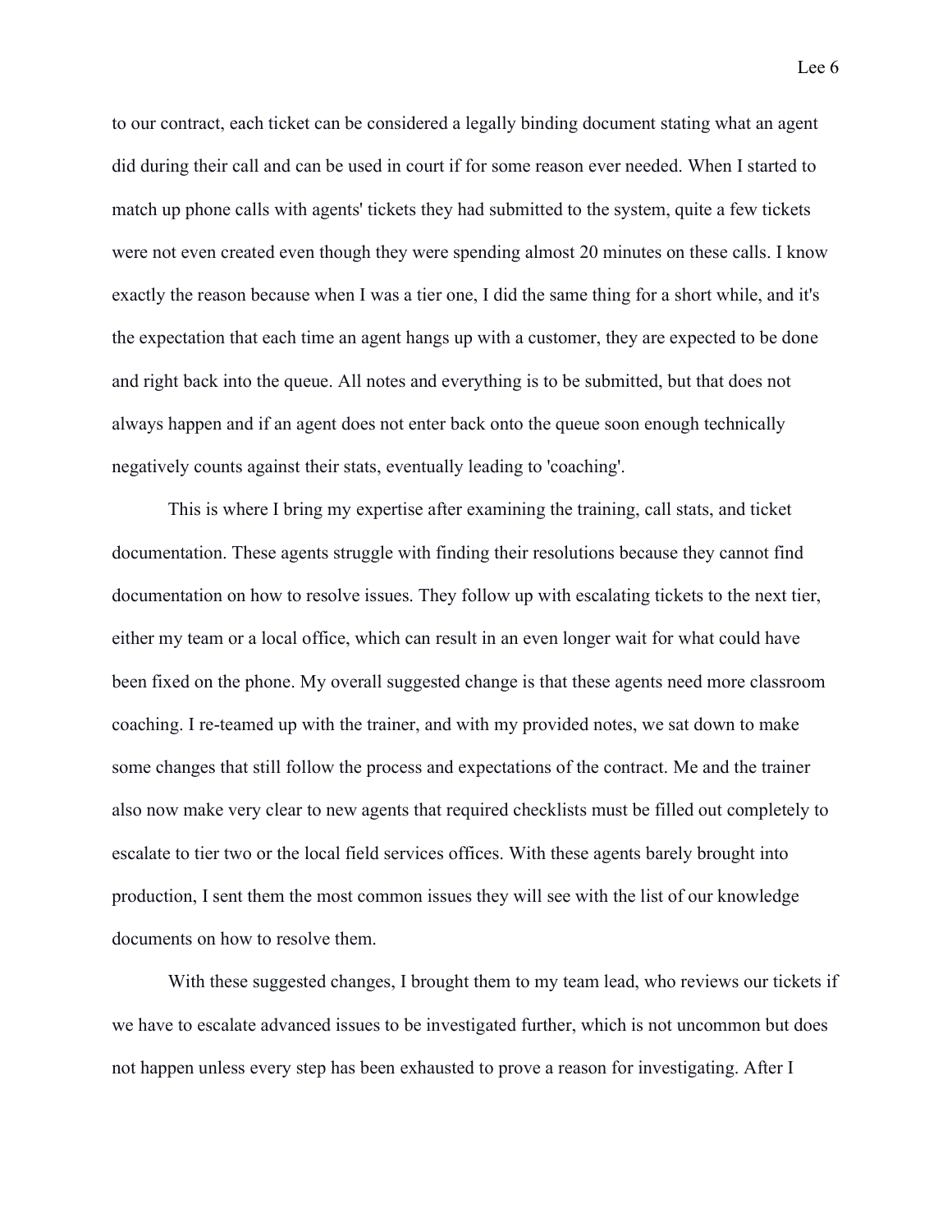to our contract, each ticket can be considered a legally binding document stating what an agent did during their call and can be used in court if for some reason ever needed. When I started to match up phone calls with agents' tickets they had submitted to the system, quite a few tickets were not even created even though they were spending almost 20 minutes on these calls. I know exactly the reason because when I was a tier one, I did the same thing for a short while, and it's the expectation that each time an agent hangs up with a customer, they are expected to be done and right back into the queue. All notes and everything is to be submitted, but that does not always happen and if an agent does not enter back onto the queue soon enough technically negatively counts against their stats, eventually leading to 'coaching'.

This is where I bring my expertise after examining the training, call stats, and ticket documentation. These agents struggle with finding their resolutions because they cannot find documentation on how to resolve issues. They follow up with escalating tickets to the next tier, either my team or a local office, which can result in an even longer wait for what could have been fixed on the phone. My overall suggested change is that these agents need more classroom coaching. I re-teamed up with the trainer, and with my provided notes, we sat down to make some changes that still follow the process and expectations of the contract. Me and the trainer also now make very clear to new agents that required checklists must be filled out completely to escalate to tier two or the local field services offices. With these agents barely brought into production, I sent them the most common issues they will see with the list of our knowledge documents on how to resolve them.

With these suggested changes, I brought them to my team lead, who reviews our tickets if we have to escalate advanced issues to be investigated further, which is not uncommon but does not happen unless every step has been exhausted to prove a reason for investigating. After I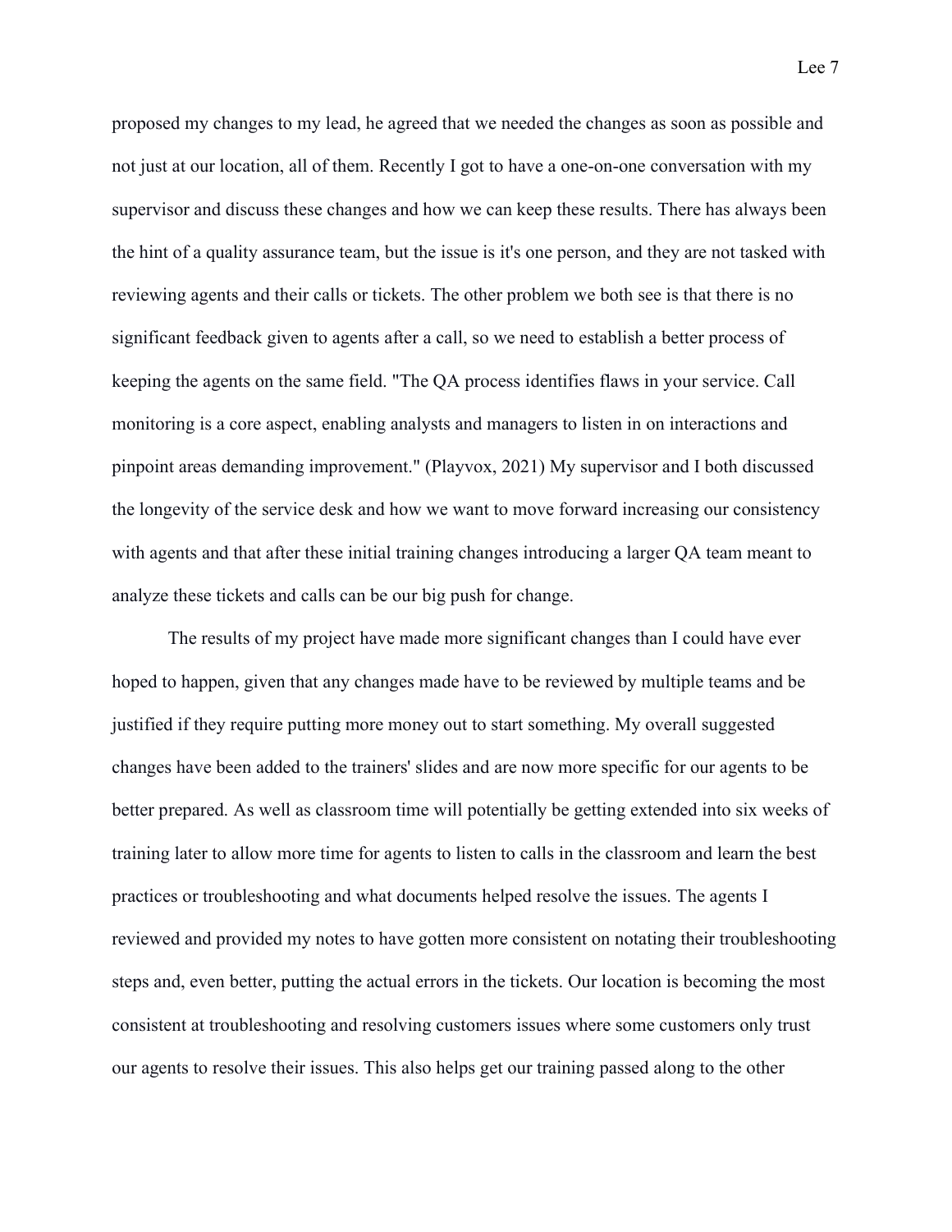proposed my changes to my lead, he agreed that we needed the changes as soon as possible and not just at our location, all of them. Recently I got to have a one-on-one conversation with my supervisor and discuss these changes and how we can keep these results. There has always been the hint of a quality assurance team, but the issue is it's one person, and they are not tasked with reviewing agents and their calls or tickets. The other problem we both see is that there is no significant feedback given to agents after a call, so we need to establish a better process of keeping the agents on the same field. "The QA process identifies flaws in your service. Call monitoring is a core aspect, enabling analysts and managers to listen in on interactions and pinpoint areas demanding improvement." (Playvox, 2021) My supervisor and I both discussed the longevity of the service desk and how we want to move forward increasing our consistency with agents and that after these initial training changes introducing a larger QA team meant to analyze these tickets and calls can be our big push for change.

The results of my project have made more significant changes than I could have ever hoped to happen, given that any changes made have to be reviewed by multiple teams and be justified if they require putting more money out to start something. My overall suggested changes have been added to the trainers' slides and are now more specific for our agents to be better prepared. As well as classroom time will potentially be getting extended into six weeks of training later to allow more time for agents to listen to calls in the classroom and learn the best practices or troubleshooting and what documents helped resolve the issues. The agents I reviewed and provided my notes to have gotten more consistent on notating their troubleshooting steps and, even better, putting the actual errors in the tickets. Our location is becoming the most consistent at troubleshooting and resolving customers issues where some customers only trust our agents to resolve their issues. This also helps get our training passed along to the other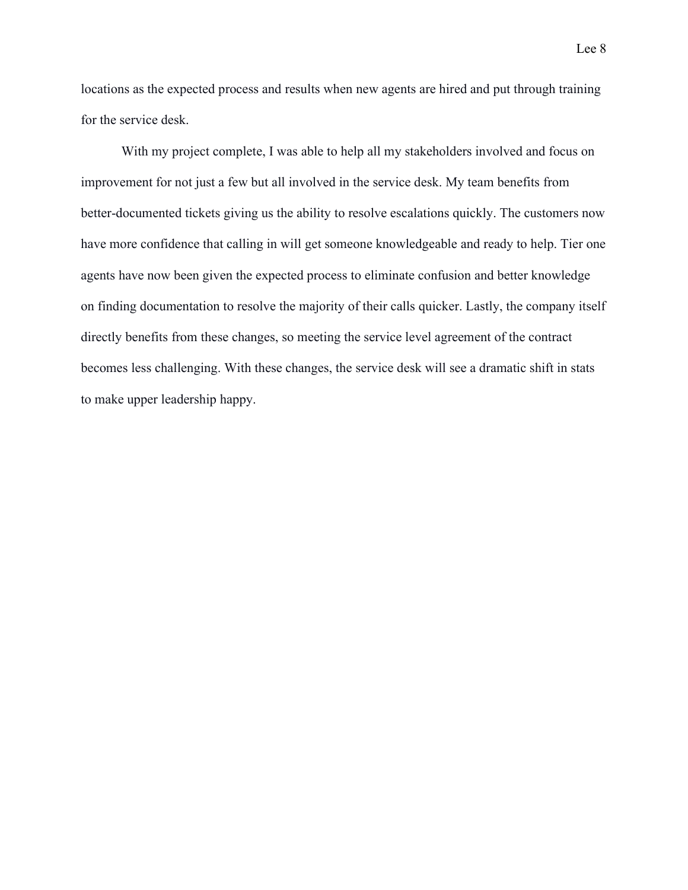locations as the expected process and results when new agents are hired and put through training for the service desk.

With my project complete, I was able to help all my stakeholders involved and focus on improvement for not just a few but all involved in the service desk. My team benefits from better-documented tickets giving us the ability to resolve escalations quickly. The customers now have more confidence that calling in will get someone knowledgeable and ready to help. Tier one agents have now been given the expected process to eliminate confusion and better knowledge on finding documentation to resolve the majority of their calls quicker. Lastly, the company itself directly benefits from these changes, so meeting the service level agreement of the contract becomes less challenging. With these changes, the service desk will see a dramatic shift in stats to make upper leadership happy.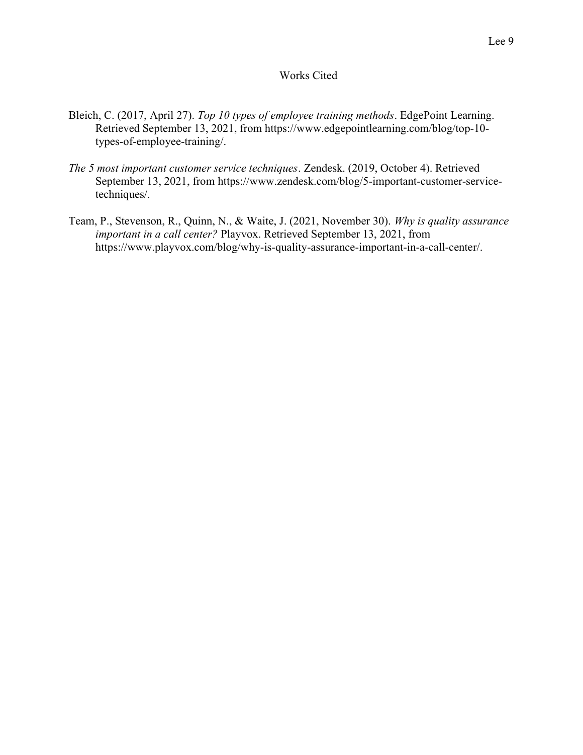# Works Cited

Bleich, C. (2017, April 27). *Top 10 types of employee training methods*. EdgePoint Learning. Retrieved September 13, 2021, from https://www.edgepointlearning.com/blog/top-10-types-of-employee-training/.

*The 5 most important customer service techniques*. Zendesk. (2019, October 4). Retrieved September 13, 2021, from https://www.zendesk.com/blog/5-important-customer-service-techniques/.

Team, P., Stevenson, R., Quinn, N., & Waite, J. (2021, November 30). *Why is quality assurance important in a call center?* Playvox. Retrieved September 13, 2021, from https://www.playvox.com/blog/why-is-quality-assurance-important-in-a-call-center/.